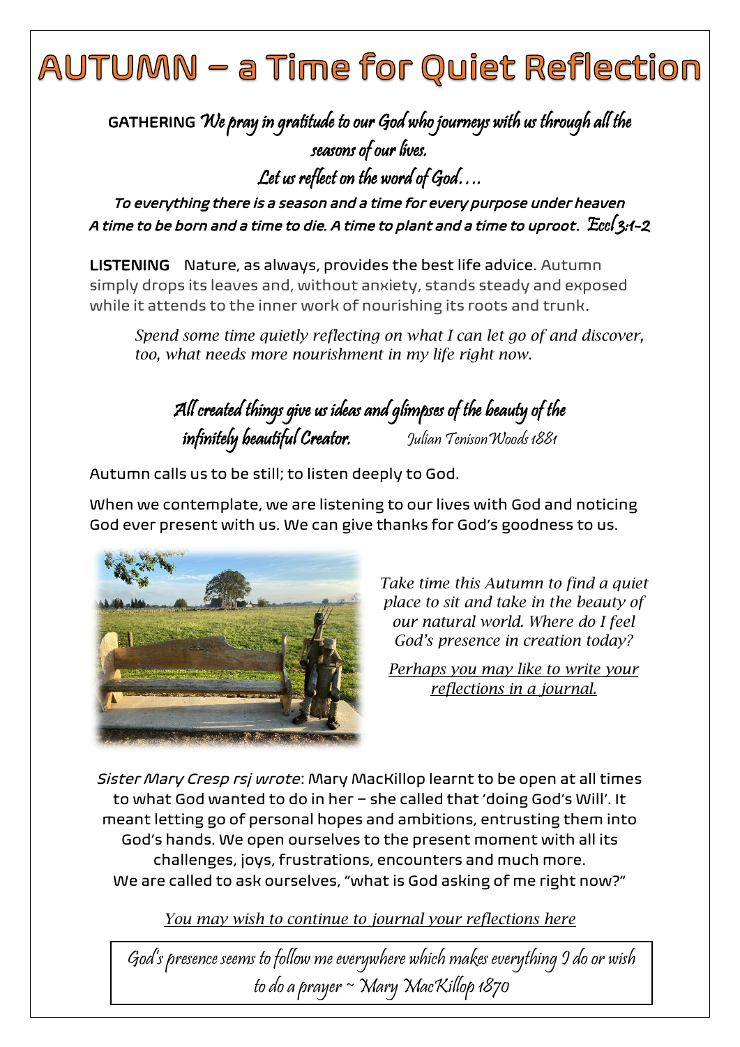# AUTUMN – a Time for Quiet Reflection

**GATHERING** *We pray in gratitude to our God who journeys with us through all the seasons of our lives.*

*Let us reflect on the word of God….*

***To everything there is a season and a time for every purpose under heaven***
***A time to be born and a time to die. A time to plant and a time to uproot.*** Eccl 3:1-2

**LISTENING** Nature, as always, provides the best life advice. Autumn simply drops its leaves and, without anxiety, stands steady and exposed while it attends to the inner work of nourishing its roots and trunk.

> *Spend some time quietly reflecting on what I can let go of and discover, too, what needs more nourishment in my life right now.*

*All created things give us ideas and glimpses of the beauty of the infinitely beautiful Creator.* Julian Tenison Woods 1881

Autumn calls us to be still; to listen deeply to God.

When we contemplate, we are listening to our lives with God and noticing God ever present with us. We can give thanks for God's goodness to us.

*Take time this Autumn to find a quiet place to sit and take in the beauty of our natural world. Where do I feel God's presence in creation today?*

*Perhaps you may like to write your reflections in a journal.*

*Sister Mary Cresp rsj wrote*: Mary MacKillop learnt to be open at all times to what God wanted to do in her – she called that 'doing God's Will'. It meant letting go of personal hopes and ambitions, entrusting them into God's hands. We open ourselves to the present moment with all its challenges, joys, frustrations, encounters and much more. We are called to ask ourselves, "what is God asking of me right now?"

*You may wish to continue to journal your reflections here*

*God's presence seems to follow me everywhere which makes everything I do or wish to do a prayer ~ Mary MacKillop 1870*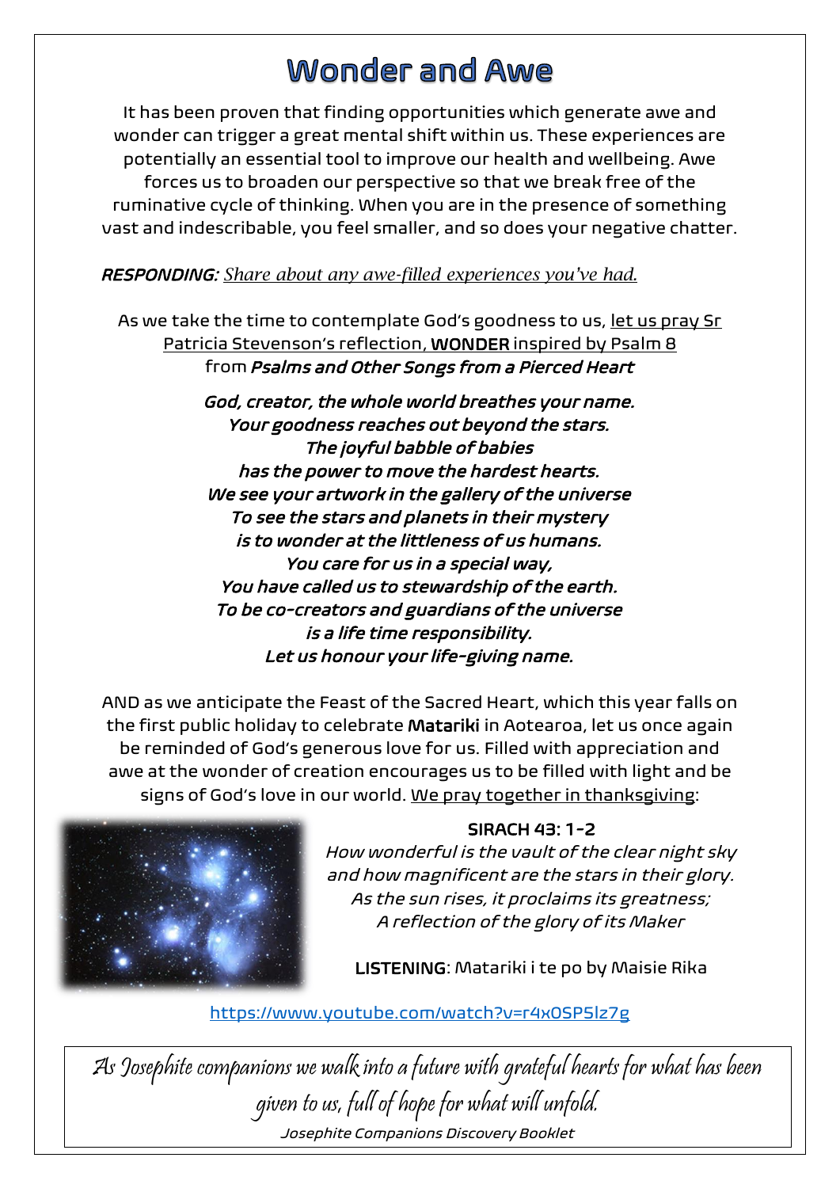# Wonder and Awe

It has been proven that finding opportunities which generate awe and wonder can trigger a great mental shift within us. These experiences are potentially an essential tool to improve our health and wellbeing. Awe forces us to broaden our perspective so that we break free of the ruminative cycle of thinking. When you are in the presence of something vast and indescribable, you feel smaller, and so does your negative chatter.

***RESPONDING:*** *Share about any awe-filled experiences you've had.*

As we take the time to contemplate God's goodness to us, let us pray Sr Patricia Stevenson's reflection, **WONDER** inspired by Psalm 8 from ***Psalms and Other Songs from a Pierced Heart***

***God, creator, the whole world breathes your name.***
***Your goodness reaches out beyond the stars.***
***The joyful babble of babies***
***has the power to move the hardest hearts.***
***We see your artwork in the gallery of the universe***
***To see the stars and planets in their mystery***
***is to wonder at the littleness of us humans.***
***You care for us in a special way,***
***You have called us to stewardship of the earth.***
***To be co-creators and guardians of the universe***
***is a life time responsibility.***
***Let us honour your life-giving name.***

AND as we anticipate the Feast of the Sacred Heart, which this year falls on the first public holiday to celebrate **Matariki** in Aotearoa, let us once again be reminded of God's generous love for us. Filled with appreciation and awe at the wonder of creation encourages us to be filled with light and be signs of God's love in our world. We pray together in thanksgiving:

**SIRACH 43: 1-2**

*How wonderful is the vault of the clear night sky*
*and how magnificent are the stars in their glory.*
*As the sun rises, it proclaims its greatness;*
*A reflection of the glory of its Maker*

**LISTENING**: Matariki i te po by Maisie Rika

https://www.youtube.com/watch?v=r4x0SP5lz7g

*As Josephite companions we walk into a future with grateful hearts for what has been given to us, full of hope for what will unfold.*

*Josephite Companions Discovery Booklet*